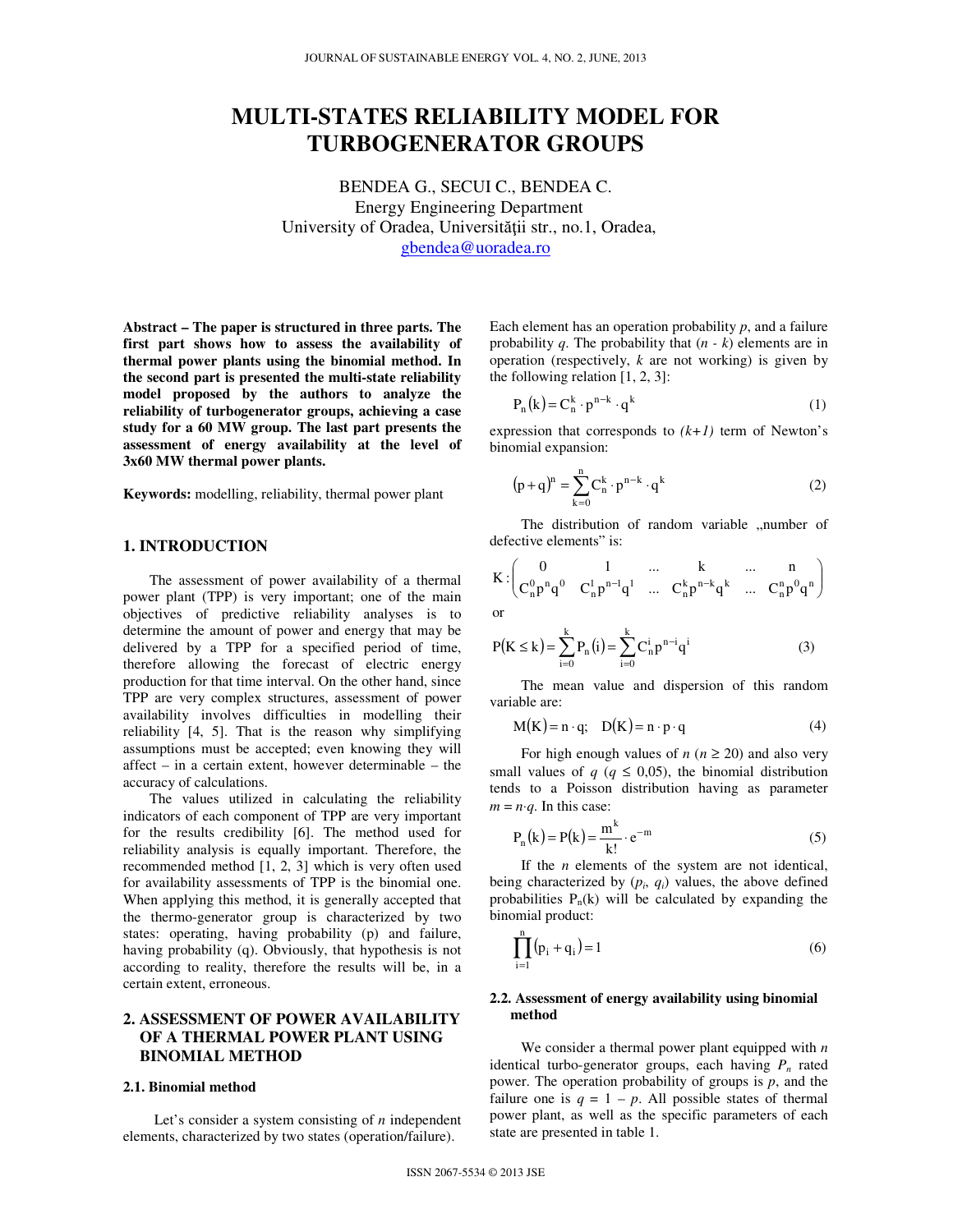# MULTI-STATES RELIABILITY MODEL FOR TURBOGENERATOR GROUPS

BENDEA G., SECUI C., BENDEA C.
Energy Engineering Department
University of Oradea, Universităţii str., no.1, Oradea,
gbendea@uoradea.ro

**Abstract – The paper is structured in three parts. The first part shows how to assess the availability of thermal power plants using the binomial method. In the second part is presented the multi-state reliability model proposed by the authors to analyze the reliability of turbogenerator groups, achieving a case study for a 60 MW group. The last part presents the assessment of energy availability at the level of 3x60 MW thermal power plants.**

**Keywords:** modelling, reliability, thermal power plant

## 1. INTRODUCTION

The assessment of power availability of a thermal power plant (TPP) is very important; one of the main objectives of predictive reliability analyses is to determine the amount of power and energy that may be delivered by a TPP for a specified period of time, therefore allowing the forecast of electric energy production for that time interval. On the other hand, since TPP are very complex structures, assessment of power availability involves difficulties in modelling their reliability [4, 5]. That is the reason why simplifying assumptions must be accepted; even knowing they will affect – in a certain extent, however determinable – the accuracy of calculations.

The values utilized in calculating the reliability indicators of each component of TPP are very important for the results credibility [6]. The method used for reliability analysis is equally important. Therefore, the recommended method [1, 2, 3] which is very often used for availability assessments of TPP is the binomial one. When applying this method, it is generally accepted that the thermo-generator group is characterized by two states: operating, having probability (p) and failure, having probability (q). Obviously, that hypothesis is not according to reality, therefore the results will be, in a certain extent, erroneous.

## 2. ASSESSMENT OF POWER AVAILABILITY OF A THERMAL POWER PLANT USING BINOMIAL METHOD

### 2.1. Binomial method

Let's consider a system consisting of *n* independent elements, characterized by two states (operation/failure). Each element has an operation probability *p*, and a failure probability *q*. The probability that (*n - k*) elements are in operation (respectively, *k* are not working) is given by the following relation [1, 2, 3]:

$$P_n(k) = C_n^k \cdot p^{n-k} \cdot q^k \tag{1}$$

expression that corresponds to *(k+1)* term of Newton's binomial expansion:

$$(p+q)^n = \sum_{k=0}^{n} C_n^k \cdot p^{n-k} \cdot q^k \tag{2}$$

The distribution of random variable „number of defective elements" is:

$$K : \begin{pmatrix} 0 & 1 & \ldots & k & \ldots & n \\ C_n^0 p^n q^0 & C_n^1 p^{n-1} q^1 & \ldots & C_n^k p^{n-k} q^k & \ldots & C_n^n p^0 q^n \end{pmatrix}$$

or

$$P(K \le k) = \sum_{i=0}^{k} P_n(i) = \sum_{i=0}^{k} C_n^i p^{n-i} q^i \tag{3}$$

The mean value and dispersion of this random variable are:

$$M(K) = n \cdot q; \quad D(K) = n \cdot p \cdot q \tag{4}$$

For high enough values of *n* ($n \ge 20$) and also very small values of *q* ($q \le 0{,}05$), the binomial distribution tends to a Poisson distribution having as parameter $m = n \cdot q$. In this case:

$$P_n(k) = P(k) = \frac{m^k}{k!} \cdot e^{-m} \tag{5}$$

If the *n* elements of the system are not identical, being characterized by ($p_i$, $q_i$) values, the above defined probabilities $P_n(k)$ will be calculated by expanding the binomial product:

$$\prod_{i=1}^{n} (p_i + q_i) = 1 \tag{6}$$

### 2.2. Assessment of energy availability using binomial method

We consider a thermal power plant equipped with *n* identical turbo-generator groups, each having $P_n$ rated power. The operation probability of groups is *p*, and the failure one is $q = 1 - p$. All possible states of thermal power plant, as well as the specific parameters of each state are presented in table 1.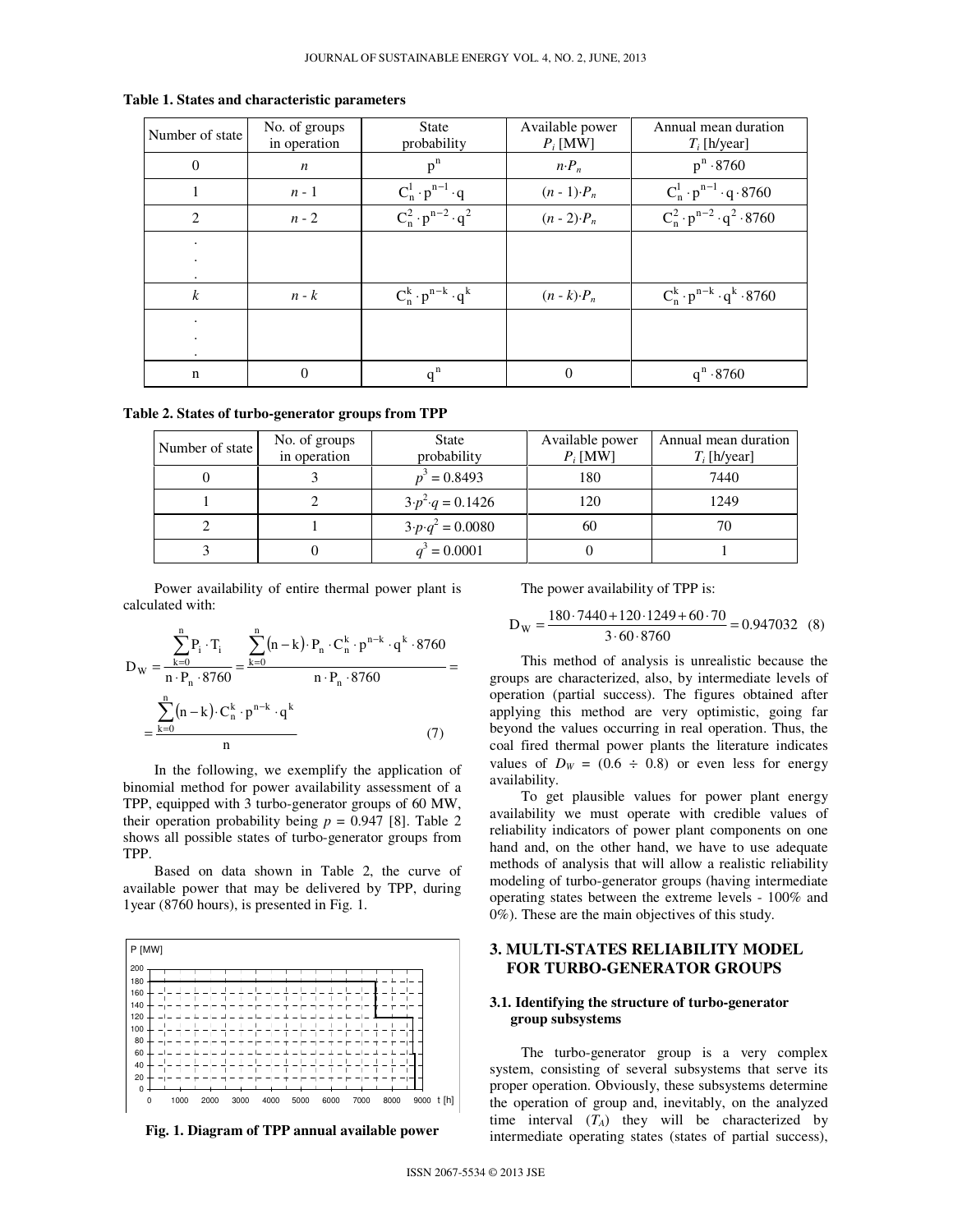**Table 1. States and characteristic parameters**

| Number of state | No. of groups in operation | State probability | Available power $P_i$ [MW] | Annual mean duration $T_i$ [h/year] |
|---|---|---|---|---|
| 0 | $n$ | $p^n$ | $n \cdot P_n$ | $p^n \cdot 8760$ |
| 1 | $n$ - 1 | $C_n^1 \cdot p^{n-1} \cdot q$ | $(n$ - 1$) \cdot P_n$ | $C_n^1 \cdot p^{n-1} \cdot q \cdot 8760$ |
| 2 | $n$ - 2 | $C_n^2 \cdot p^{n-2} \cdot q^2$ | $(n$ - 2$) \cdot P_n$ | $C_n^2 \cdot p^{n-2} \cdot q^2 \cdot 8760$ |
| . . . | | | | |
| $k$ | $n$ - $k$ | $C_n^k \cdot p^{n-k} \cdot q^k$ | $(n$ - $k) \cdot P_n$ | $C_n^k \cdot p^{n-k} \cdot q^k \cdot 8760$ |
| . . . | | | | |
| n | 0 | $q^n$ | 0 | $q^n \cdot 8760$ |

**Table 2. States of turbo-generator groups from TPP**

| Number of state | No. of groups in operation | State probability | Available power $P_i$ [MW] | Annual mean duration $T_i$ [h/year] |
|---|---|---|---|---|
| 0 | 3 | $p^3 = 0.8493$ | 180 | 7440 |
| 1 | 2 | $3 \cdot p^2 \cdot q = 0.1426$ | 120 | 1249 |
| 2 | 1 | $3 \cdot p \cdot q^2 = 0.0080$ | 60 | 70 |
| 3 | 0 | $q^3 = 0.0001$ | 0 | 1 |

Power availability of entire thermal power plant is calculated with:

$$D_W = \frac{\sum_{k=0}^{n} P_i \cdot T_i}{n \cdot P_n \cdot 8760} = \frac{\sum_{k=0}^{n} (n-k) \cdot P_n \cdot C_n^k \cdot p^{n-k} \cdot q^k \cdot 8760}{n \cdot P_n \cdot 8760} = \frac{\sum_{k=0}^{n} (n-k) \cdot C_n^k \cdot p^{n-k} \cdot q^k}{n} \quad (7)$$

In the following, we exemplify the application of binomial method for power availability assessment of a TPP, equipped with 3 turbo-generator groups of 60 MW, their operation probability being $p$ = 0.947 [8]. Table 2 shows all possible states of turbo-generator groups from TPP.

Based on data shown in Table 2, the curve of available power that may be delivered by TPP, during 1year (8760 hours), is presented in Fig. 1.

**Fig. 1. Diagram of TPP annual available power**

The power availability of TPP is:

$$D_W = \frac{180 \cdot 7440 + 120 \cdot 1249 + 60 \cdot 70}{3 \cdot 60 \cdot 8760} = 0.947032 \quad (8)$$

This method of analysis is unrealistic because the groups are characterized, also, by intermediate levels of operation (partial success). The figures obtained after applying this method are very optimistic, going far beyond the values occurring in real operation. Thus, the coal fired thermal power plants the literature indicates values of $D_W$ = (0.6 ÷ 0.8) or even less for energy availability.

To get plausible values for power plant energy availability we must operate with credible values of reliability indicators of power plant components on one hand and, on the other hand, we have to use adequate methods of analysis that will allow a realistic reliability modeling of turbo-generator groups (having intermediate operating states between the extreme levels - 100% and 0%). These are the main objectives of this study.

## 3. MULTI-STATES RELIABILITY MODEL FOR TURBO-GENERATOR GROUPS

### 3.1. Identifying the structure of turbo-generator group subsystems

The turbo-generator group is a very complex system, consisting of several subsystems that serve its proper operation. Obviously, these subsystems determine the operation of group and, inevitably, on the analyzed time interval ($T_A$) they will be characterized by intermediate operating states (states of partial success),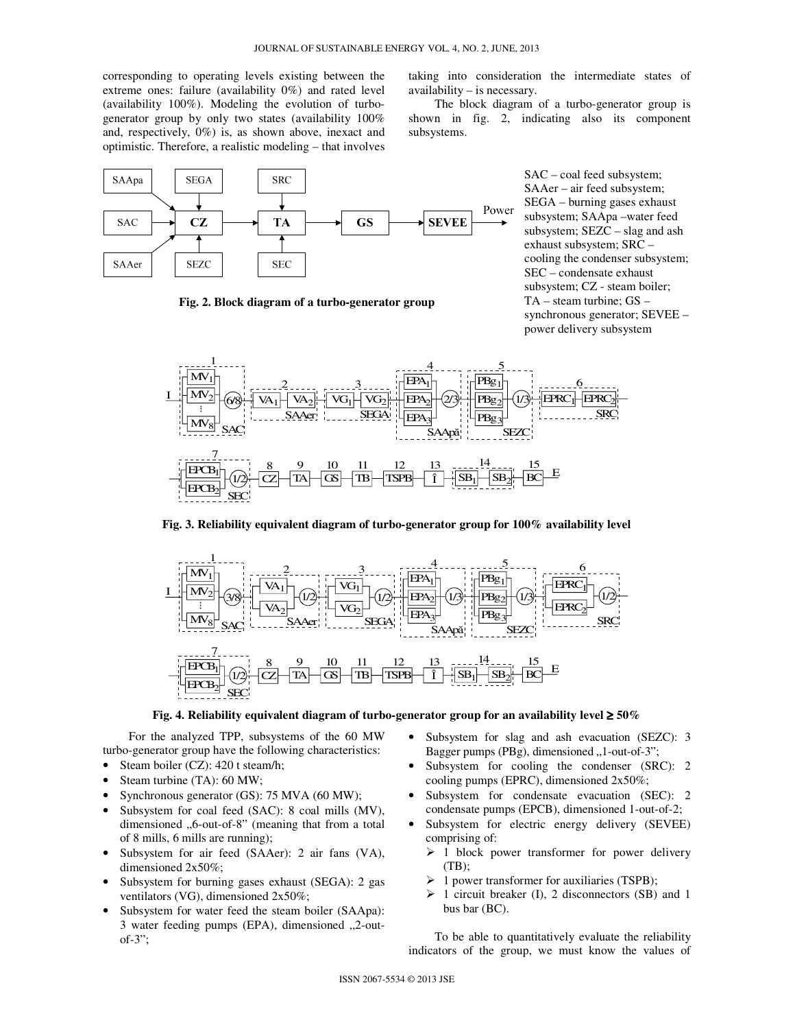corresponding to operating levels existing between the extreme ones: failure (availability 0%) and rated level (availability 100%). Modeling the evolution of turbo-generator group by only two states (availability 100% and, respectively, 0%) is, as shown above, inexact and optimistic. Therefore, a realistic modeling – that involves taking into consideration the intermediate states of availability – is necessary.

The block diagram of a turbo-generator group is shown in fig. 2, indicating also its component subsystems.

SAC – coal feed subsystem; SAAer – air feed subsystem; SEGA – burning gases exhaust subsystem; SAApa –water feed subsystem; SEZC – slag and ash exhaust subsystem; SRC – cooling the condenser subsystem; SEC – condensate exhaust subsystem; CZ - steam boiler; TA – steam turbine; GS – synchronous generator; SEVEE – power delivery subsystem

**Fig. 2. Block diagram of a turbo-generator group**

**Fig. 3. Reliability equivalent diagram of turbo-generator group for 100% availability level**

**Fig. 4. Reliability equivalent diagram of turbo-generator group for an availability level ≥ 50%**

For the analyzed TPP, subsystems of the 60 MW turbo-generator group have the following characteristics:

- Steam boiler (CZ): 420 t steam/h;
- Steam turbine (TA): 60 MW;
- Synchronous generator (GS): 75 MVA (60 MW);
- Subsystem for coal feed (SAC): 8 coal mills (MV), dimensioned „6-out-of-8" (meaning that from a total of 8 mills, 6 mills are running);
- Subsystem for air feed (SAAer): 2 air fans (VA), dimensioned 2x50%;
- Subsystem for burning gases exhaust (SEGA): 2 gas ventilators (VG), dimensioned 2x50%;
- Subsystem for water feed the steam boiler (SAApa): 3 water feeding pumps (EPA), dimensioned „2-out-of-3";
- Subsystem for slag and ash evacuation (SEZC): 3 Bagger pumps (PBg), dimensioned „1-out-of-3";
- Subsystem for cooling the condenser (SRC): 2 cooling pumps (EPRC), dimensioned 2x50%;
- Subsystem for condensate evacuation (SEC): 2 condensate pumps (EPCB), dimensioned 1-out-of-2;
- Subsystem for electric energy delivery (SEVEE) comprising of:
  - 1 block power transformer for power delivery (TB);
  - 1 power transformer for auxiliaries (TSPB);
  - 1 circuit breaker (I), 2 disconnectors (SB) and 1 bus bar (BC).

To be able to quantitatively evaluate the reliability indicators of the group, we must know the values of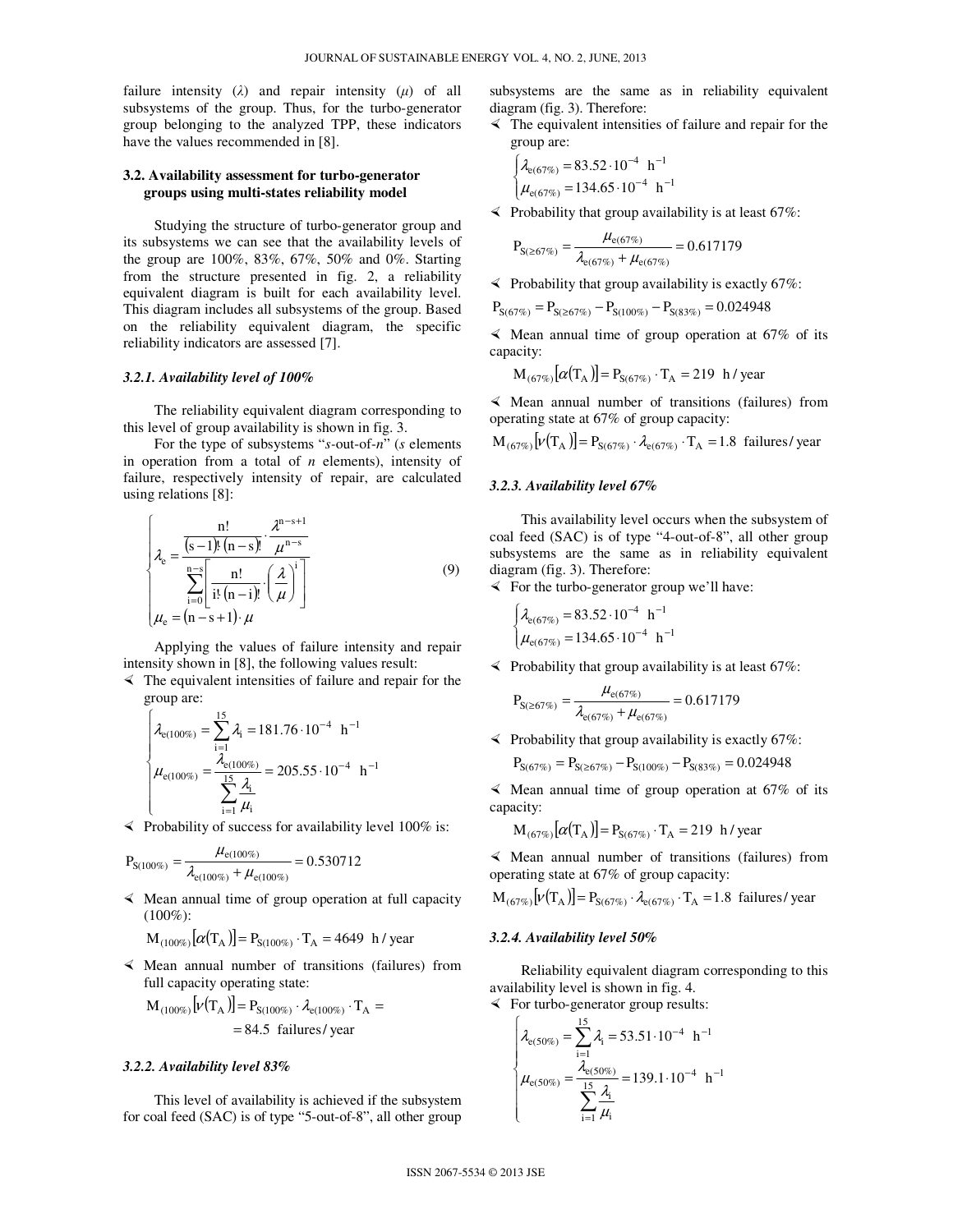failure intensity ($\lambda$) and repair intensity ($\mu$) of all subsystems of the group. Thus, for the turbo-generator group belonging to the analyzed TPP, these indicators have the values recommended in [8].

### 3.2. Availability assessment for turbo-generator groups using multi-states reliability model

Studying the structure of turbo-generator group and its subsystems we can see that the availability levels of the group are 100%, 83%, 67%, 50% and 0%. Starting from the structure presented in fig. 2, a reliability equivalent diagram is built for each availability level. This diagram includes all subsystems of the group. Based on the reliability equivalent diagram, the specific reliability indicators are assessed [7].

#### *3.2.1. Availability level of 100%*

The reliability equivalent diagram corresponding to this level of group availability is shown in fig. 3.

For the type of subsystems "*s*-out-of-*n*" (*s* elements in operation from a total of *n* elements), intensity of failure, respectively intensity of repair, are calculated using relations [8]:

$$\begin{cases} \lambda_e = \dfrac{\dfrac{n!}{(s-1)!\,(n-s)!}\cdot\dfrac{\lambda^{n-s+1}}{\mu^{n-s}}}{\displaystyle\sum_{i=0}^{n-s}\left[\dfrac{n!}{i!\,(n-i)!}\cdot\left(\dfrac{\lambda}{\mu}\right)^{i}\right]} \\ \mu_e = (n-s+1)\cdot\mu \end{cases} \tag{9}$$

Applying the values of failure intensity and repair intensity shown in [8], the following values result:

- The equivalent intensities of failure and repair for the group are:

$$\begin{cases} \lambda_{e(100\%)} = \displaystyle\sum_{i=1}^{15}\lambda_i = 181.76\cdot 10^{-4}\ \ h^{-1} \\ \mu_{e(100\%)} = \dfrac{\lambda_{e(100\%)}}{\displaystyle\sum_{i=1}^{15}\dfrac{\lambda_i}{\mu_i}} = 205.55\cdot 10^{-4}\ \ h^{-1} \end{cases}$$

- Probability of success for availability level 100% is:

$$P_{S(100\%)} = \frac{\mu_{e(100\%)}}{\lambda_{e(100\%)} + \mu_{e(100\%)}} = 0.530712$$

- Mean annual time of group operation at full capacity (100%):

$$M_{(100\%)}[\alpha(T_A)] = P_{S(100\%)}\cdot T_A = 4649\ \text{ h / year}$$

- Mean annual number of transitions (failures) from full capacity operating state:

$$M_{(100\%)}[\nu(T_A)] = P_{S(100\%)}\cdot\lambda_{e(100\%)}\cdot T_A = 84.5\ \text{ failures/ year}$$

#### *3.2.2. Availability level 83%*

This level of availability is achieved if the subsystem for coal feed (SAC) is of type "5-out-of-8", all other group subsystems are the same as in reliability equivalent diagram (fig. 3). Therefore:

- The equivalent intensities of failure and repair for the group are:

$$\begin{cases} \lambda_{e(67\%)} = 83.52\cdot 10^{-4}\ \ h^{-1} \\ \mu_{e(67\%)} = 134.65\cdot 10^{-4}\ \ h^{-1} \end{cases}$$

- Probability that group availability is at least 67%:

$$P_{S(\geq 67\%)} = \frac{\mu_{e(67\%)}}{\lambda_{e(67\%)} + \mu_{e(67\%)}} = 0.617179$$

- Probability that group availability is exactly 67%:

$$P_{S(67\%)} = P_{S(\geq 67\%)} - P_{S(100\%)} - P_{S(83\%)} = 0.024948$$

- Mean annual time of group operation at 67% of its capacity:

$$M_{(67\%)}[\alpha(T_A)] = P_{S(67\%)}\cdot T_A = 219\ \text{ h / year}$$

- Mean annual number of transitions (failures) from operating state at 67% of group capacity:

$$M_{(67\%)}[\nu(T_A)] = P_{S(67\%)}\cdot\lambda_{e(67\%)}\cdot T_A = 1.8\ \text{ failures/ year}$$

#### *3.2.3. Availability level 67%*

This availability level occurs when the subsystem of coal feed (SAC) is of type "4-out-of-8", all other group subsystems are the same as in reliability equivalent diagram (fig. 3). Therefore:

- For the turbo-generator group we'll have:

$$\begin{cases} \lambda_{e(67\%)} = 83.52\cdot 10^{-4}\ \ h^{-1} \\ \mu_{e(67\%)} = 134.65\cdot 10^{-4}\ \ h^{-1} \end{cases}$$

- Probability that group availability is at least 67%:

$$P_{S(\geq 67\%)} = \frac{\mu_{e(67\%)}}{\lambda_{e(67\%)} + \mu_{e(67\%)}} = 0.617179$$

- Probability that group availability is exactly 67%:

$$P_{S(67\%)} = P_{S(\geq 67\%)} - P_{S(100\%)} - P_{S(83\%)} = 0.024948$$

- Mean annual time of group operation at 67% of its capacity:

$$M_{(67\%)}[\alpha(T_A)] = P_{S(67\%)}\cdot T_A = 219\ \text{ h / year}$$

- Mean annual number of transitions (failures) from operating state at 67% of group capacity:

$$M_{(67\%)}[\nu(T_A)] = P_{S(67\%)}\cdot\lambda_{e(67\%)}\cdot T_A = 1.8\ \text{ failures/ year}$$

#### *3.2.4. Availability level 50%*

Reliability equivalent diagram corresponding to this availability level is shown in fig. 4.

- For turbo-generator group results:

$$\begin{cases} \lambda_{e(50\%)} = \displaystyle\sum_{i=1}^{15}\lambda_i = 53.51\cdot 10^{-4}\ \ h^{-1} \\ \mu_{e(50\%)} = \dfrac{\lambda_{e(50\%)}}{\displaystyle\sum_{i=1}^{15}\dfrac{\lambda_i}{\mu_i}} = 139.1\cdot 10^{-4}\ \ h^{-1} \end{cases}$$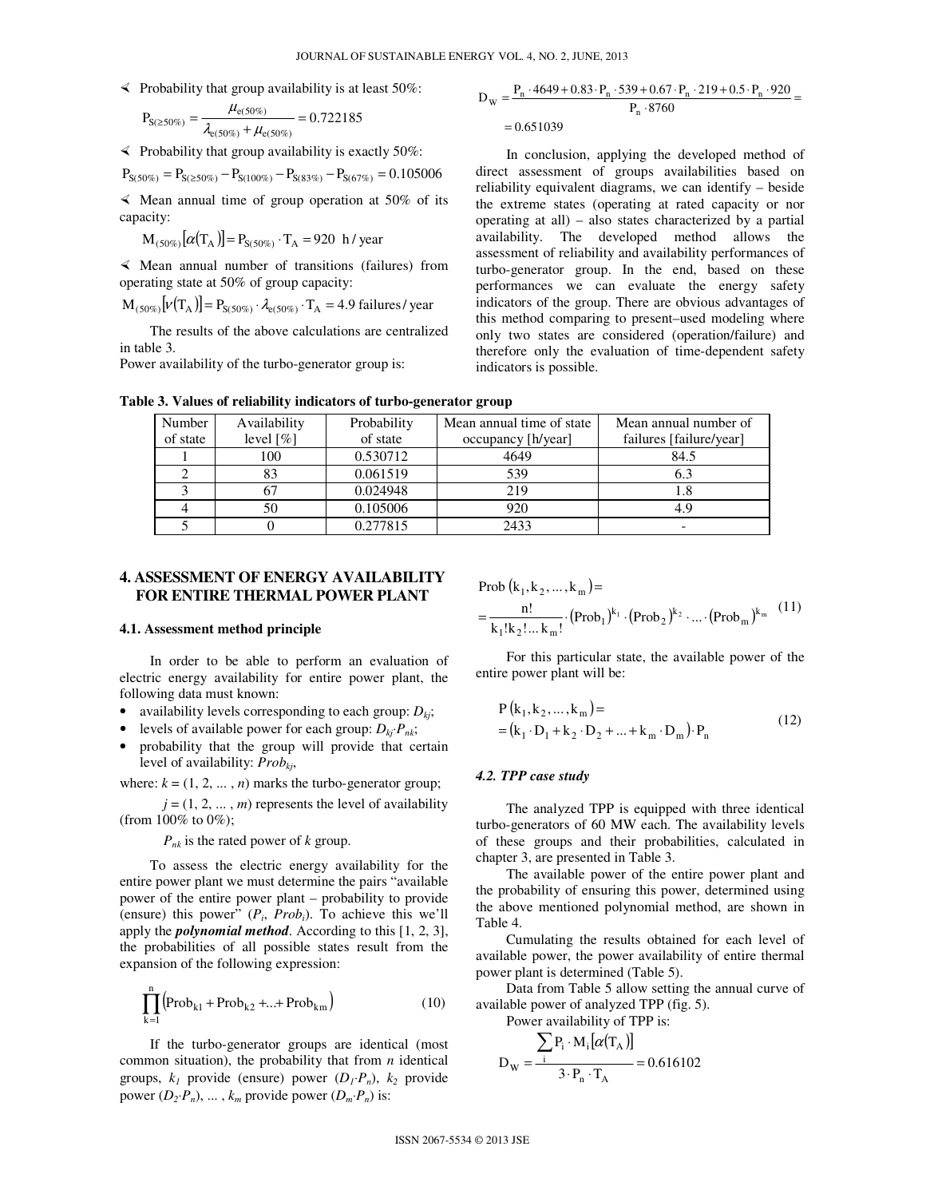- Probability that group availability is at least 50%:

$$P_{S(\geq 50\%)} = \frac{\mu_{e(50\%)}}{\lambda_{e(50\%)} + \mu_{e(50\%)}} = 0.722185$$

- Probability that group availability is exactly 50%:

$$P_{S(50\%)} = P_{S(\geq 50\%)} - P_{S(100\%)} - P_{S(83\%)} - P_{S(67\%)} = 0.105006$$

- Mean annual time of group operation at 50% of its capacity:

$$M_{(50\%)}[\alpha(T_A)] = P_{S(50\%)} \cdot T_A = 920 \text{ h/year}$$

- Mean annual number of transitions (failures) from operating state at 50% of group capacity:

$$M_{(50\%)}[\nu(T_A)] = P_{S(50\%)} \cdot \lambda_{e(50\%)} \cdot T_A = 4.9 \text{ failures/year}$$

The results of the above calculations are centralized in table 3.

Power availability of the turbo-generator group is:

$$D_W = \frac{P_n \cdot 4649 + 0.83 \cdot P_n \cdot 539 + 0.67 \cdot P_n \cdot 219 + 0.5 \cdot P_n \cdot 920}{P_n \cdot 8760} = 0.651039$$

In conclusion, applying the developed method of direct assessment of groups availabilities based on reliability equivalent diagrams, we can identify – beside the extreme states (operating at rated capacity or nor operating at all) – also states characterized by a partial availability. The developed method allows the assessment of reliability and availability performances of turbo-generator group. In the end, based on these performances we can evaluate the energy safety indicators of the group. There are obvious advantages of this method comparing to present–used modeling where only two states are considered (operation/failure) and therefore only the evaluation of time-dependent safety indicators is possible.

**Table 3. Values of reliability indicators of turbo-generator group**

| Number of state | Availability level [%] | Probability of state | Mean annual time of state occupancy [h/year] | Mean annual number of failures [failure/year] |
|---|---|---|---|---|
| 1 | 100 | 0.530712 | 4649 | 84.5 |
| 2 | 83 | 0.061519 | 539 | 6.3 |
| 3 | 67 | 0.024948 | 219 | 1.8 |
| 4 | 50 | 0.105006 | 920 | 4.9 |
| 5 | 0 | 0.277815 | 2433 | - |

## 4. ASSESSMENT OF ENERGY AVAILABILITY FOR ENTIRE THERMAL POWER PLANT

### 4.1. Assessment method principle

In order to be able to perform an evaluation of electric energy availability for entire power plant, the following data must known:

- availability levels corresponding to each group: $D_{kj}$;
- levels of available power for each group: $D_{kj} \cdot P_{nk}$;
- probability that the group will provide that certain level of availability: $Prob_{kj}$,

where: $k = (1, 2, \ldots, n)$ marks the turbo-generator group;

$j = (1, 2, \ldots, m)$ represents the level of availability (from 100% to 0%);

$P_{nk}$ is the rated power of $k$ group.

To assess the electric energy availability for the entire power plant we must determine the pairs "available power of the entire power plant – probability to provide (ensure) this power" ($P_i$, $Prob_i$). To achieve this we'll apply the ***polynomial method***. According to this [1, 2, 3], the probabilities of all possible states result from the expansion of the following expression:

$$\prod_{k=1}^{n} \left( Prob_{k1} + Prob_{k2} + \ldots + Prob_{km} \right) \tag{10}$$

If the turbo-generator groups are identical (most common situation), the probability that from $n$ identical groups, $k_1$ provide (ensure) power ($D_1 \cdot P_n$), $k_2$ provide power ($D_2 \cdot P_n$), ... , $k_m$ provide power ($D_m \cdot P_n$) is:

$$\begin{aligned} &Prob\left(k_1, k_2, \ldots, k_m\right) = \\ &= \frac{n!}{k_1! k_2! \ldots k_m!} \cdot \left(Prob_1\right)^{k_1} \cdot \left(Prob_2\right)^{k_2} \cdot \ldots \cdot \left(Prob_m\right)^{k_m} \end{aligned} \tag{11}$$

For this particular state, the available power of the entire power plant will be:

$$\begin{aligned} &P\left(k_1, k_2, \ldots, k_m\right) = \\ &= \left(k_1 \cdot D_1 + k_2 \cdot D_2 + \ldots + k_m \cdot D_m\right) \cdot P_n \end{aligned} \tag{12}$$

### *4.2. TPP case study*

The analyzed TPP is equipped with three identical turbo-generators of 60 MW each. The availability levels of these groups and their probabilities, calculated in chapter 3, are presented in Table 3.

The available power of the entire power plant and the probability of ensuring this power, determined using the above mentioned polynomial method, are shown in Table 4.

Cumulating the results obtained for each level of available power, the power availability of entire thermal power plant is determined (Table 5).

Data from Table 5 allow setting the annual curve of available power of analyzed TPP (fig. 5).

Power availability of TPP is:

$$D_W = \frac{\sum_i P_i \cdot M_i[\alpha(T_A)]}{3 \cdot P_n \cdot T_A} = 0.616102$$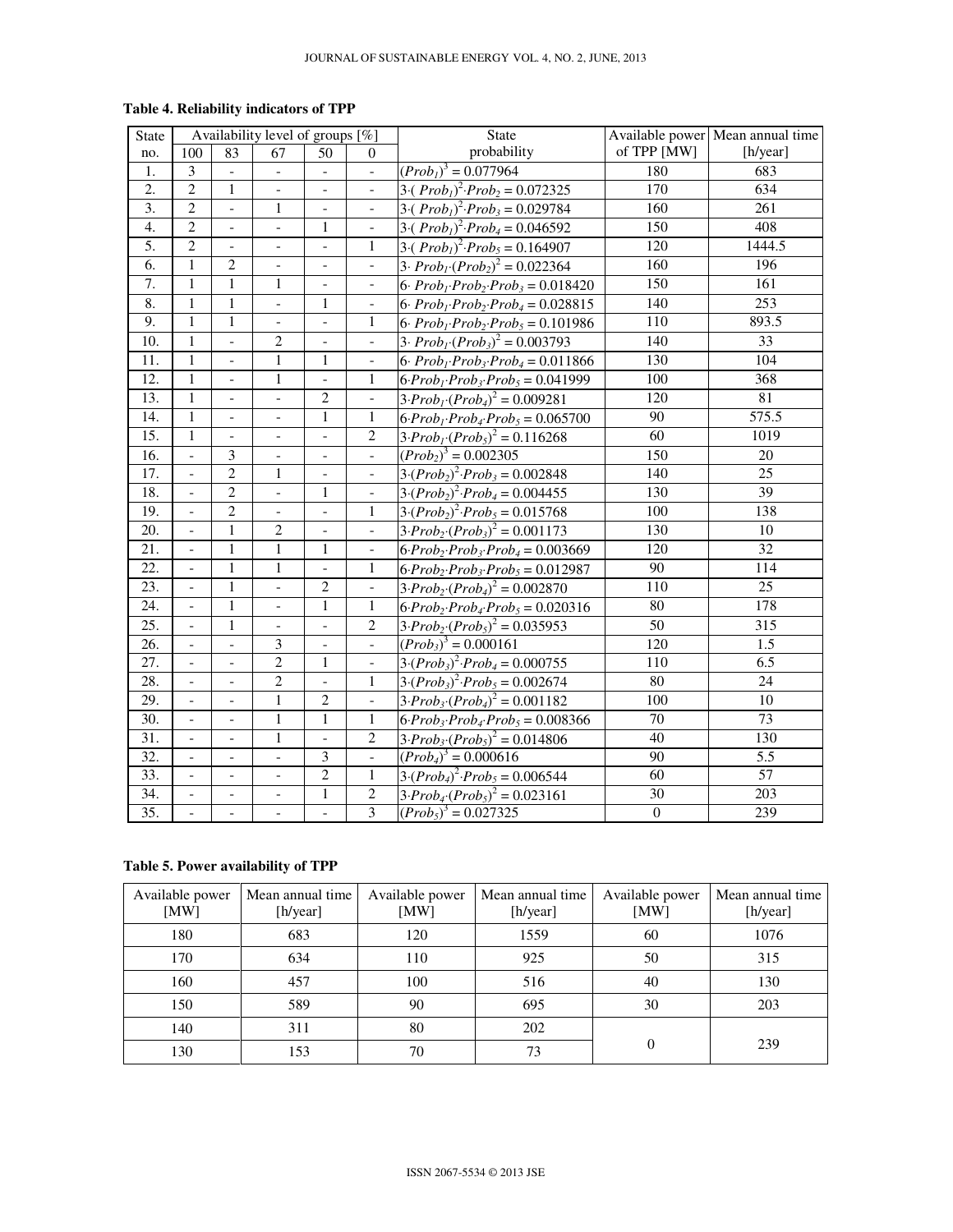**Table 4. Reliability indicators of TPP**

| State no. | Availability level of groups [%] | | | | | State probability | Available power of TPP [MW] | Mean annual time [h/year] |
|---|---|---|---|---|---|---|---|---|
| | 100 | 83 | 67 | 50 | 0 | | | |
| 1. | 3 | - | - | - | - | $(Prob_1)^3 = 0.077964$ | 180 | 683 |
| 2. | 2 | 1 | - | - | - | $3\cdot(Prob_1)^2\cdot Prob_2 = 0.072325$ | 170 | 634 |
| 3. | 2 | - | 1 | - | - | $3\cdot(Prob_1)^2\cdot Prob_3 = 0.029784$ | 160 | 261 |
| 4. | 2 | - | - | 1 | - | $3\cdot(Prob_1)^2\cdot Prob_4 = 0.046592$ | 150 | 408 |
| 5. | 2 | - | - | - | 1 | $3\cdot(Prob_1)^2\cdot Prob_5 = 0.164907$ | 120 | 1444.5 |
| 6. | 1 | 2 | - | - | - | $3\cdot Prob_1\cdot(Prob_2)^2 = 0.022364$ | 160 | 196 |
| 7. | 1 | 1 | 1 | - | - | $6\cdot Prob_1\cdot Prob_2\cdot Prob_3 = 0.018420$ | 150 | 161 |
| 8. | 1 | 1 | - | 1 | - | $6\cdot Prob_1\cdot Prob_2\cdot Prob_4 = 0.028815$ | 140 | 253 |
| 9. | 1 | 1 | - | - | 1 | $6\cdot Prob_1\cdot Prob_2\cdot Prob_5 = 0.101986$ | 110 | 893.5 |
| 10. | 1 | - | 2 | - | - | $3\cdot Prob_1\cdot(Prob_3)^2 = 0.003793$ | 140 | 33 |
| 11. | 1 | - | 1 | 1 | - | $6\cdot Prob_1\cdot Prob_3\cdot Prob_4 = 0.011866$ | 130 | 104 |
| 12. | 1 | - | 1 | - | 1 | $6\cdot Prob_1\cdot Prob_3\cdot Prob_5 = 0.041999$ | 100 | 368 |
| 13. | 1 | - | - | 2 | - | $3\cdot Prob_1\cdot(Prob_4)^2 = 0.009281$ | 120 | 81 |
| 14. | 1 | - | - | 1 | 1 | $6\cdot Prob_1\cdot Prob_4\cdot Prob_5 = 0.065700$ | 90 | 575.5 |
| 15. | 1 | - | - | - | 2 | $3\cdot Prob_1\cdot(Prob_5)^2 = 0.116268$ | 60 | 1019 |
| 16. | - | 3 | - | - | - | $(Prob_2)^3 = 0.002305$ | 150 | 20 |
| 17. | - | 2 | 1 | - | - | $3\cdot(Prob_2)^2\cdot Prob_3 = 0.002848$ | 140 | 25 |
| 18. | - | 2 | - | 1 | - | $3\cdot(Prob_2)^2\cdot Prob_4 = 0.004455$ | 130 | 39 |
| 19. | - | 2 | - | - | 1 | $3\cdot(Prob_2)^2\cdot Prob_5 = 0.015768$ | 100 | 138 |
| 20. | - | 1 | 2 | - | - | $3\cdot Prob_2\cdot(Prob_3)^2 = 0.001173$ | 130 | 10 |
| 21. | - | 1 | 1 | 1 | - | $6\cdot Prob_2\cdot Prob_3\cdot Prob_4 = 0.003669$ | 120 | 32 |
| 22. | - | 1 | 1 | - | 1 | $6\cdot Prob_2\cdot Prob_3\cdot Prob_5 = 0.012987$ | 90 | 114 |
| 23. | - | 1 | - | 2 | - | $3\cdot Prob_2\cdot(Prob_4)^2 = 0.002870$ | 110 | 25 |
| 24. | - | 1 | - | 1 | 1 | $6\cdot Prob_2\cdot Prob_4\cdot Prob_5 = 0.020316$ | 80 | 178 |
| 25. | - | 1 | - | - | 2 | $3\cdot Prob_2\cdot(Prob_5)^2 = 0.035953$ | 50 | 315 |
| 26. | - | - | 3 | - | - | $(Prob_3)^3 = 0.000161$ | 120 | 1.5 |
| 27. | - | - | 2 | 1 | - | $3\cdot(Prob_3)^2\cdot Prob_4 = 0.000755$ | 110 | 6.5 |
| 28. | - | - | 2 | - | 1 | $3\cdot(Prob_3)^2\cdot Prob_5 = 0.002674$ | 80 | 24 |
| 29. | - | - | 1 | 2 | - | $3\cdot Prob_3\cdot(Prob_4)^2 = 0.001182$ | 100 | 10 |
| 30. | - | - | 1 | 1 | 1 | $6\cdot Prob_3\cdot Prob_4\cdot Prob_5 = 0.008366$ | 70 | 73 |
| 31. | - | - | 1 | - | 2 | $3\cdot Prob_3\cdot(Prob_5)^2 = 0.014806$ | 40 | 130 |
| 32. | - | - | - | 3 | - | $(Prob_4)^3 = 0.000616$ | 90 | 5.5 |
| 33. | - | - | - | 2 | 1 | $3\cdot(Prob_4)^2\cdot Prob_5 = 0.006544$ | 60 | 57 |
| 34. | - | - | - | 1 | 2 | $3\cdot Prob_4\cdot(Prob_5)^2 = 0.023161$ | 30 | 203 |
| 35. | - | - | - | - | 3 | $(Prob_5)^3 = 0.027325$ | 0 | 239 |

**Table 5. Power availability of TPP**

| Available power [MW] | Mean annual time [h/year] | Available power [MW] | Mean annual time [h/year] | Available power [MW] | Mean annual time [h/year] |
|---|---|---|---|---|---|
| 180 | 683 | 120 | 1559 | 60 | 1076 |
| 170 | 634 | 110 | 925 | 50 | 315 |
| 160 | 457 | 100 | 516 | 40 | 130 |
| 150 | 589 | 90 | 695 | 30 | 203 |
| 140 | 311 | 80 | 202 | 0 | 239 |
| 130 | 153 | 70 | 73 | | |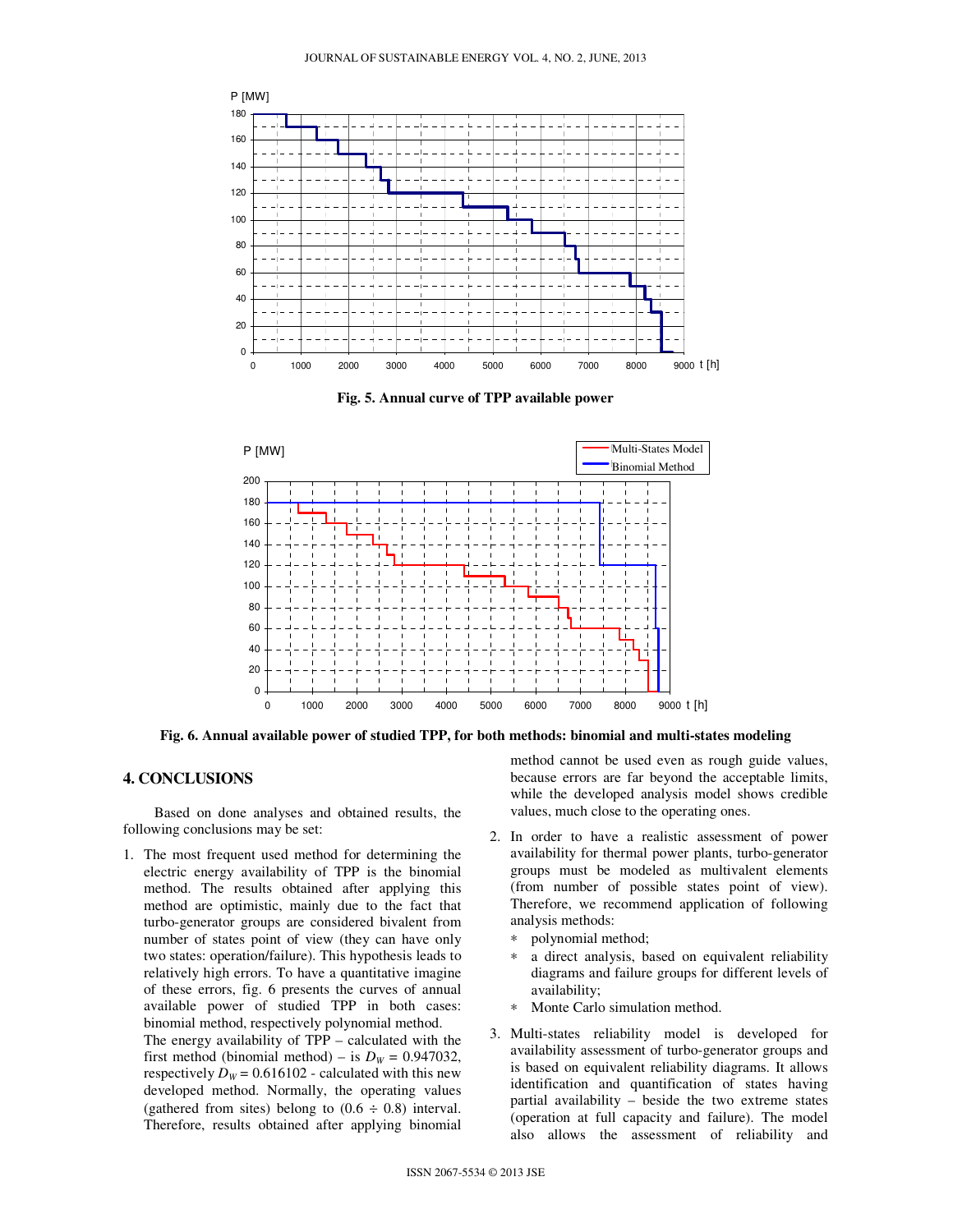Fig. 5. Annual curve of TPP available power

Fig. 6. Annual available power of studied TPP, for both methods: binomial and multi-states modeling

## 4. CONCLUSIONS

Based on done analyses and obtained results, the following conclusions may be set:

1. The most frequent used method for determining the electric energy availability of TPP is the binomial method. The results obtained after applying this method are optimistic, mainly due to the fact that turbo-generator groups are considered bivalent from number of states point of view (they can have only two states: operation/failure). This hypothesis leads to relatively high errors. To have a quantitative imagine of these errors, fig. 6 presents the curves of annual available power of studied TPP in both cases: binomial method, respectively polynomial method.
   The energy availability of TPP – calculated with the first method (binomial method) – is $D_W = 0.947032$, respectively $D_W = 0.616102$ - calculated with this new developed method. Normally, the operating values (gathered from sites) belong to $(0.6 \div 0.8)$ interval. Therefore, results obtained after applying binomial method cannot be used even as rough guide values, because errors are far beyond the acceptable limits, while the developed analysis model shows credible values, much close to the operating ones.
2. In order to have a realistic assessment of power availability for thermal power plants, turbo-generator groups must be modeled as multivalent elements (from number of possible states point of view). Therefore, we recommend application of following analysis methods:
   * polynomial method;
   * a direct analysis, based on equivalent reliability diagrams and failure groups for different levels of availability;
   * Monte Carlo simulation method.
3. Multi-states reliability model is developed for availability assessment of turbo-generator groups and is based on equivalent reliability diagrams. It allows identification and quantification of states having partial availability – beside the two extreme states (operation at full capacity and failure). The model also allows the assessment of reliability and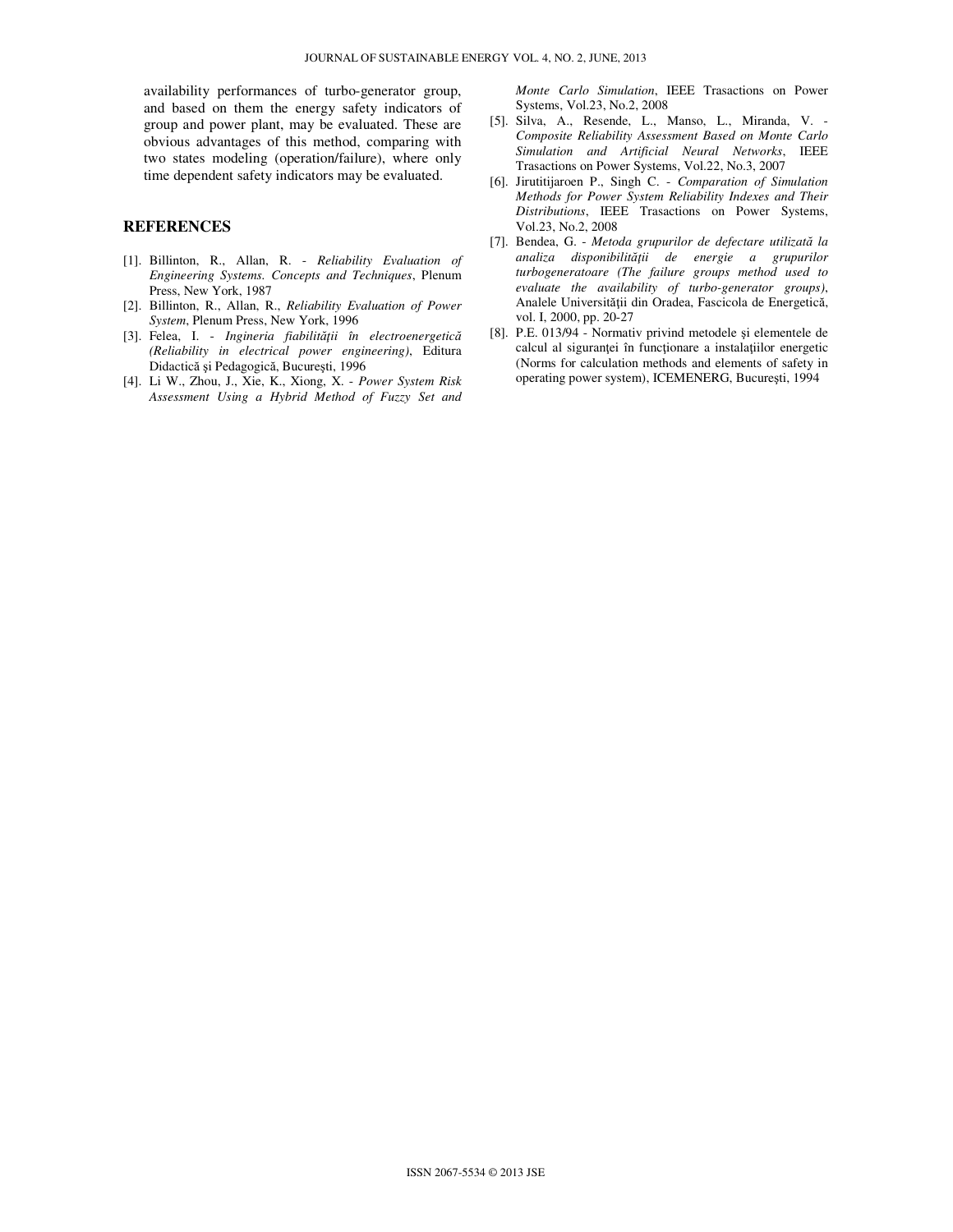availability performances of turbo-generator group, and based on them the energy safety indicators of group and power plant, may be evaluated. These are obvious advantages of this method, comparing with two states modeling (operation/failure), where only time dependent safety indicators may be evaluated.

## REFERENCES

[1]. Billinton, R., Allan, R. - *Reliability Evaluation of Engineering Systems. Concepts and Techniques*, Plenum Press, New York, 1987

[2]. Billinton, R., Allan, R., *Reliability Evaluation of Power System*, Plenum Press, New York, 1996

[3]. Felea, I. - *Ingineria fiabilităţii în electroenergetică (Reliability in electrical power engineering)*, Editura Didactică şi Pedagogică, Bucureşti, 1996

[4]. Li W., Zhou, J., Xie, K., Xiong, X. - *Power System Risk Assessment Using a Hybrid Method of Fuzzy Set and Monte Carlo Simulation*, IEEE Trasactions on Power Systems, Vol.23, No.2, 2008

[5]. Silva, A., Resende, L., Manso, L., Miranda, V. - *Composite Reliability Assessment Based on Monte Carlo Simulation and Artificial Neural Networks*, IEEE Trasactions on Power Systems, Vol.22, No.3, 2007

[6]. Jirutitijaroen P., Singh C. - *Comparation of Simulation Methods for Power System Reliability Indexes and Their Distributions*, IEEE Trasactions on Power Systems, Vol.23, No.2, 2008

[7]. Bendea, G. - *Metoda grupurilor de defectare utilizată la analiza disponibilităţii de energie a grupurilor turbogeneratoare (The failure groups method used to evaluate the availability of turbo-generator groups)*, Analele Universităţii din Oradea, Fascicola de Energetică, vol. I, 2000, pp. 20-27

[8]. P.E. 013/94 - Normativ privind metodele şi elementele de calcul al siguranţei în funcţionare a instalaţiilor energetic (Norms for calculation methods and elements of safety in operating power system), ICEMENERG, Bucureşti, 1994